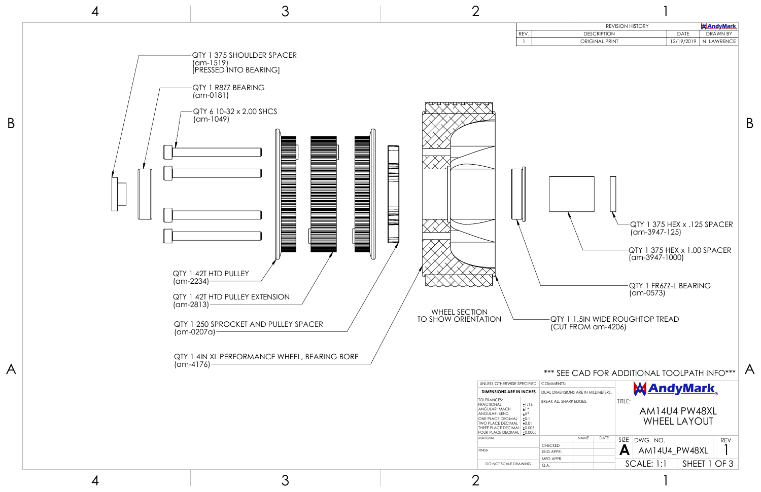## REVISION HISTORY

| REV. | DESCRIPTION | DATE | DRAWN BY |
|---|---|---|---|
| 1 | ORIGINAL PRINT | 12/19/2019 | N. LAWRENCE |

- QTY 1 375 SHOULDER SPACER (am-1519) [PRESSED INTO BEARING]
- QTY 1 R8ZZ BEARING (am-0181)
- QTY 6 10-32 x 2.00 SHCS (am-1049)
- QTY 1 42T HTD PULLEY (am-2234)
- QTY 1 42T HTD PULLEY EXTENSION (am-2813)
- QTY 1 250 SPROCKET AND PULLEY SPACER (am-0207a)
- QTY 1 4IN XL PERFORMANCE WHEEL, BEARING BORE (am-4176)
- WHEEL SECTION TO SHOW ORIENTATION
- QTY 1 1.5IN WIDE ROUGHTOP TREAD (CUT FROM am-4206)
- QTY 1 FR6ZZ-L BEARING (am-0573)
- QTY 1 375 HEX x 1.00 SPACER (am-3947-1000)
- QTY 1 375 HEX x .125 SPACER (am-3947-125)

*** SEE CAD FOR ADDITIONAL TOOLPATH INFO***

| UNLESS OTHERWISE SPECIFIED: | | COMMENTS: | | |
|---|---|---|---|---|
| **DIMENSIONS ARE IN INCHES** | | DUAL DIMENSIONS ARE IN MILLIMETERS. | | |
| TOLERANCES: | | BREAK ALL SHARP EDGES. | | |
| FRACTIONAL | ±1/16 | | | |
| ANGULAR: MACH | ±1° | | | |
| ANGULAR: BEND | ±5° | | | |
| ONE PLACE DECIMAL | ±0.1 | | | |
| TWO PLACE DECIMAL | ±0.01 | | | |
| THREE PLACE DECIMAL | ±0.005 | | | |
| FOUR PLACE DECIMAL | ±0.0005 | | | |
| MATERIAL | | | NAME | DATE |
| | | CHECKED | | |
| FINISH | | ENG APPR. | | |
| | | MFG APPR. | | |
| DO NOT SCALE DRAWING | | Q.A. | | |

AndyMark

TITLE: AM14U4 PW48XL WHEEL LAYOUT

| SIZE | DWG. NO. | REV |
|---|---|---|
| A | AM14U4_PW48XL | 1 |
| SCALE: 1:1 | SHEET 1 OF 3 | |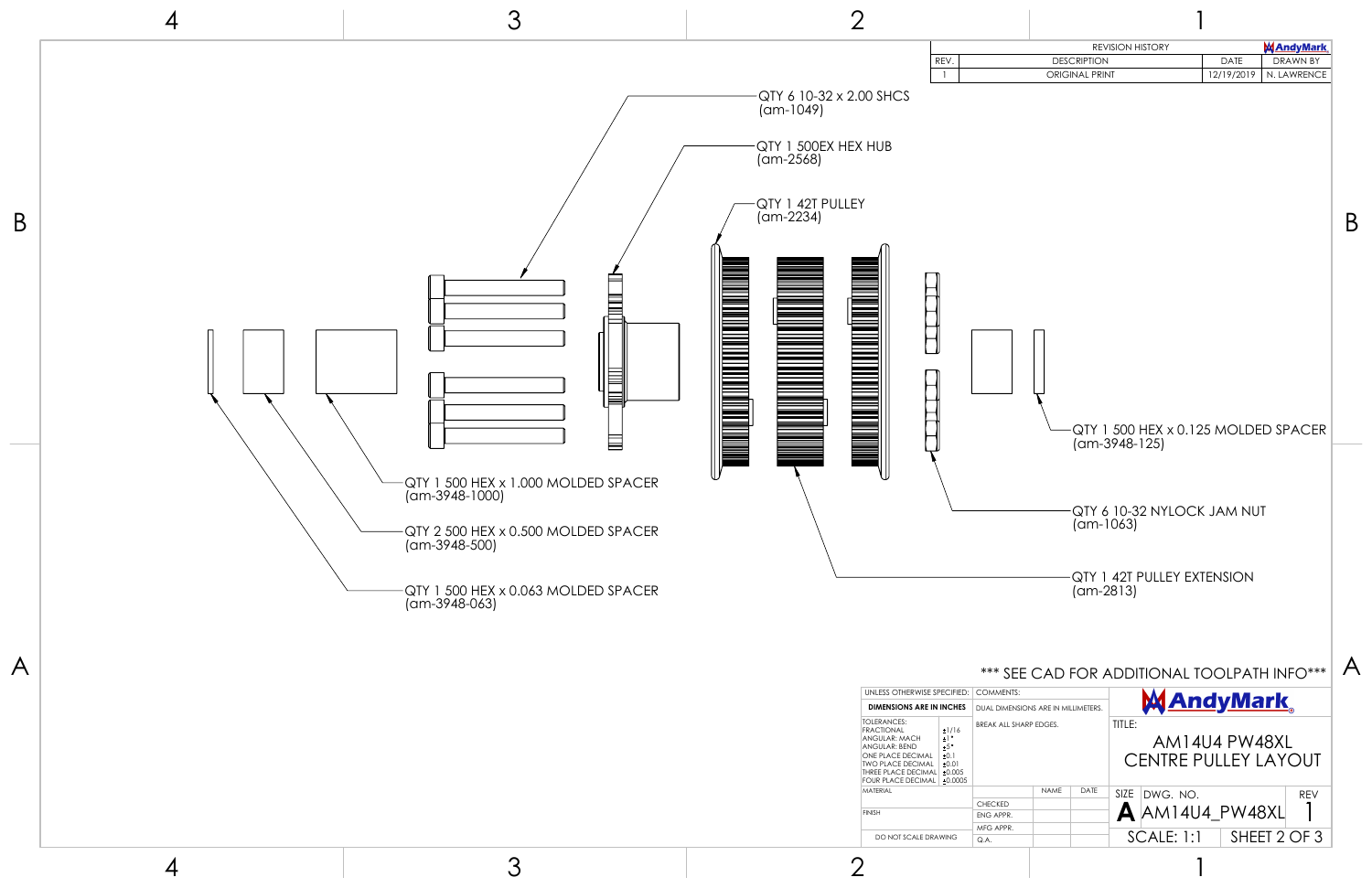| REVISION HISTORY | | | |
| --- | --- | --- | --- |
| REV. | DESCRIPTION | DATE | DRAWN BY |
| 1 | ORIGINAL PRINT | 12/19/2019 | N. LAWRENCE |

QTY 6 10-32 x 2.00 SHCS
(am-1049)

QTY 1 500EX HEX HUB
(am-2568)

QTY 1 42T PULLEY
(am-2234)

QTY 1 500 HEX x 0.125 MOLDED SPACER
(am-3948-125)

QTY 6 10-32 NYLOCK JAM NUT
(am-1063)

QTY 1 42T PULLEY EXTENSION
(am-2813)

QTY 1 500 HEX x 1.000 MOLDED SPACER
(am-3948-1000)

QTY 2 500 HEX x 0.500 MOLDED SPACER
(am-3948-500)

QTY 1 500 HEX x 0.063 MOLDED SPACER
(am-3948-063)

*** SEE CAD FOR ADDITIONAL TOOLPATH INFO***

| UNLESS OTHERWISE SPECIFIED: | | COMMENTS: | | |
| --- | --- | --- | --- | --- |
| **DIMENSIONS ARE IN INCHES** | | DUAL DIMENSIONS ARE IN MILLIMETERS. | | |
| TOLERANCES: | | BREAK ALL SHARP EDGES. | | |
| FRACTIONAL | ±1/16 | | | |
| ANGULAR: MACH | ±1° | | | |
| ANGULAR: BEND | ±5° | | | |
| ONE PLACE DECIMAL | ±0.1 | | | |
| TWO PLACE DECIMAL | ±0.01 | | | |
| THREE PLACE DECIMAL | ±0.005 | | | |
| FOUR PLACE DECIMAL | ±0.0005 | | | |
| MATERIAL | | | NAME | DATE |
| | | CHECKED | | |
| FINISH | | ENG APPR. | | |
| | | MFG APPR. | | |
| DO NOT SCALE DRAWING | | Q.A. | | |

AndyMark

TITLE:
AM14U4 PW48XL
CENTRE PULLEY LAYOUT

| SIZE | DWG. NO. | REV |
| --- | --- | --- |
| A | AM14U4_PW48XL | 1 |

SCALE: 1:1 SHEET 2 OF 3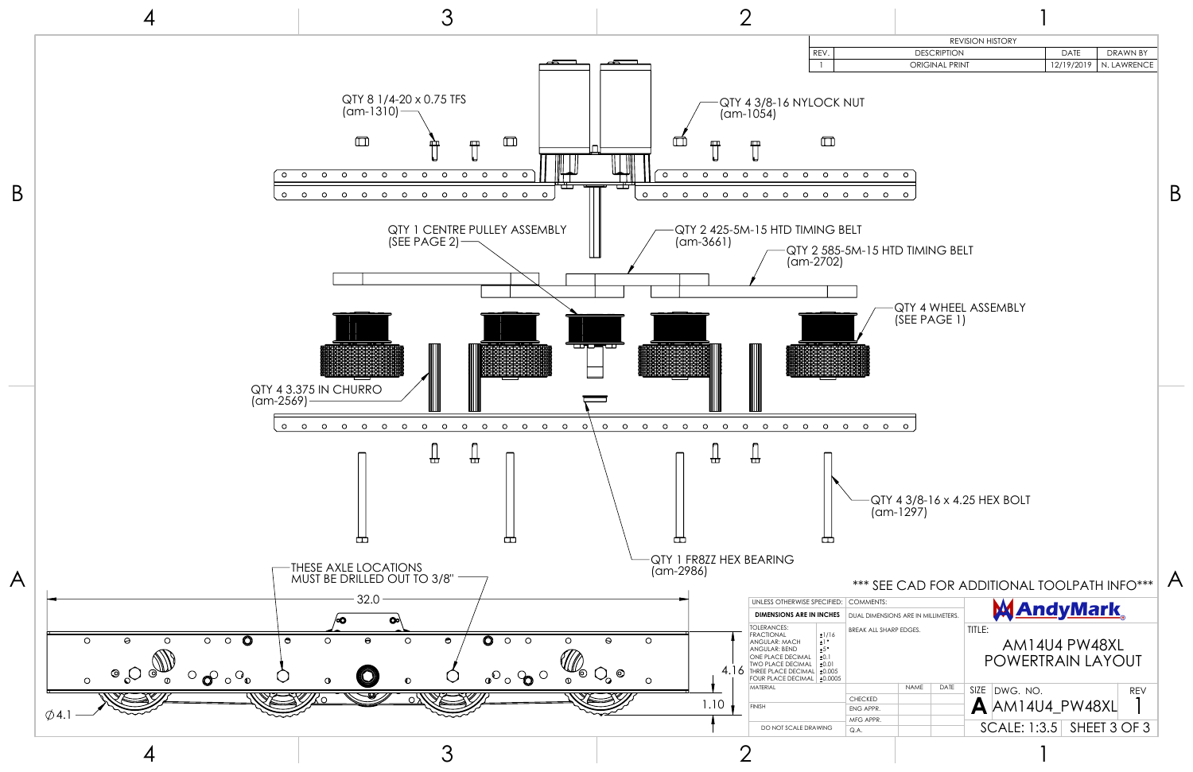# AM14U4 PW48XL POWERTRAIN LAYOUT

| REVISION HISTORY | | | |
|---|---|---|---|
| REV. | DESCRIPTION | DATE | DRAWN BY |
| 1 | ORIGINAL PRINT | 12/19/2019 | N. LAWRENCE |

QTY 8 1/4-20 x 0.75 TFS (am-1310)

QTY 4 3/8-16 NYLOCK NUT (am-1054)

QTY 1 CENTRE PULLEY ASSEMBLY (SEE PAGE 2)

QTY 2 425-5M-15 HTD TIMING BELT (am-3661)

QTY 2 585-5M-15 HTD TIMING BELT (am-2702)

QTY 4 WHEEL ASSEMBLY (SEE PAGE 1)

QTY 4 3.375 IN CHURRO (am-2569)

QTY 4 3/8-16 x 4.25 HEX BOLT (am-1297)

QTY 1 FR8ZZ HEX BEARING (am-2986)

THESE AXLE LOCATIONS MUST BE DRILLED OUT TO 3/8"

32.0

4.16

1.10

⌀4.1

\*\*\* SEE CAD FOR ADDITIONAL TOOLPATH INFO \*\*\*

| UNLESS OTHERWISE SPECIFIED: | | COMMENTS: |
|---|---|---|
| DIMENSIONS ARE IN INCHES | | DUAL DIMENSIONS ARE IN MILLIMETERS. |
| TOLERANCES: | | BREAK ALL SHARP EDGES. |
| FRACTIONAL | ±1/16 | |
| ANGULAR: MACH | ±1° | |
| ANGULAR: BEND | ±5° | |
| ONE PLACE DECIMAL | ±0.1 | |
| TWO PLACE DECIMAL | ±0.01 | |
| THREE PLACE DECIMAL | ±0.005 | |
| FOUR PLACE DECIMAL | ±0.0005 | |
| MATERIAL | | |
| FINISH | | |
| DO NOT SCALE DRAWING | | |

| | NAME | DATE |
|---|---|---|
| CHECKED | | |
| ENG APPR. | | |
| MFG APPR. | | |
| Q.A. | | |

AndyMark

TITLE: AM14U4 PW48XL POWERTRAIN LAYOUT

| SIZE | DWG. NO. | REV |
|---|---|---|
| A | AM14U4_PW48XL | 1 |

SCALE: 1:3.5 SHEET 3 OF 3